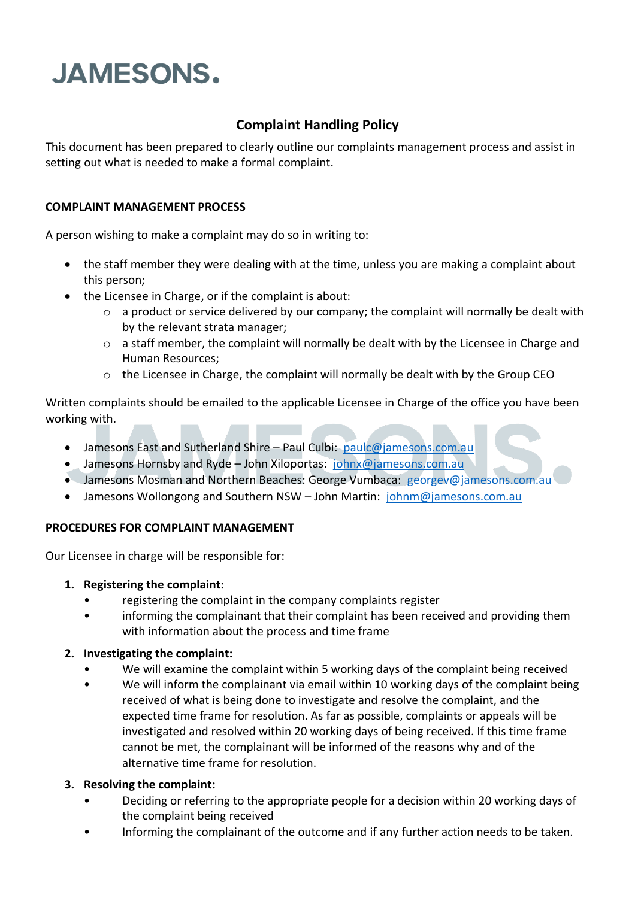# JAMESONS.

## Complaint Handling Policy

This document has been prepared to clearly outline our complaints management process and assist in setting out what is needed to make a formal complaint.

### COMPLAINT MANAGEMENT PROCESS

A person wishing to make a complaint may do so in writing to:

- the staff member they were dealing with at the time, unless you are making a complaint about this person;
- the Licensee in Charge, or if the complaint is about:
  - a product or service delivered by our company; the complaint will normally be dealt with by the relevant strata manager;
  - a staff member, the complaint will normally be dealt with by the Licensee in Charge and Human Resources;
  - the Licensee in Charge, the complaint will normally be dealt with by the Group CEO

Written complaints should be emailed to the applicable Licensee in Charge of the office you have been working with.

- Jamesons East and Sutherland Shire – Paul Culbi: paulc@jamesons.com.au
- Jamesons Hornsby and Ryde – John Xiloportas: johnx@jamesons.com.au
- Jamesons Mosman and Northern Beaches: George Vumbaca: georgev@jamesons.com.au
- Jamesons Wollongong and Southern NSW – John Martin: johnm@jamesons.com.au

### PROCEDURES FOR COMPLAINT MANAGEMENT

Our Licensee in charge will be responsible for:

1. **Registering the complaint:**
   - registering the complaint in the company complaints register
   - informing the complainant that their complaint has been received and providing them with information about the process and time frame
2. **Investigating the complaint:**
   - We will examine the complaint within 5 working days of the complaint being received
   - We will inform the complainant via email within 10 working days of the complaint being received of what is being done to investigate and resolve the complaint, and the expected time frame for resolution. As far as possible, complaints or appeals will be investigated and resolved within 20 working days of being received. If this time frame cannot be met, the complainant will be informed of the reasons why and of the alternative time frame for resolution.
3. **Resolving the complaint:**
   - Deciding or referring to the appropriate people for a decision within 20 working days of the complaint being received
   - Informing the complainant of the outcome and if any further action needs to be taken.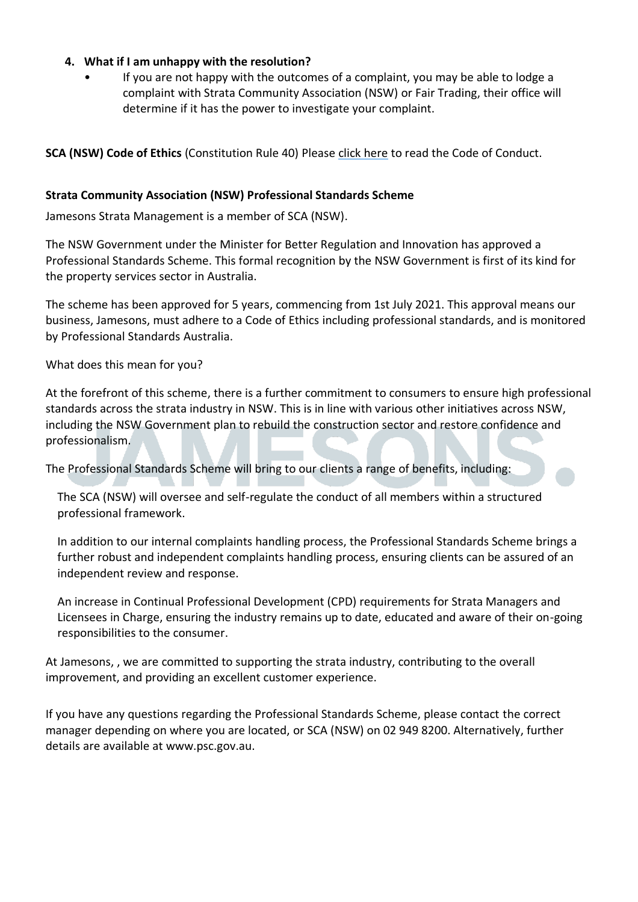**4. What if I am unhappy with the resolution?**

- If you are not happy with the outcomes of a complaint, you may be able to lodge a complaint with Strata Community Association (NSW) or Fair Trading, their office will determine if it has the power to investigate your complaint.

**SCA (NSW) Code of Ethics** (Constitution Rule 40) Please click here to read the Code of Conduct.

**Strata Community Association (NSW) Professional Standards Scheme**

Jamesons Strata Management is a member of SCA (NSW).

The NSW Government under the Minister for Better Regulation and Innovation has approved a Professional Standards Scheme. This formal recognition by the NSW Government is first of its kind for the property services sector in Australia.

The scheme has been approved for 5 years, commencing from 1st July 2021. This approval means our business, Jamesons, must adhere to a Code of Ethics including professional standards, and is monitored by Professional Standards Australia.

What does this mean for you?

At the forefront of this scheme, there is a further commitment to consumers to ensure high professional standards across the strata industry in NSW. This is in line with various other initiatives across NSW, including the NSW Government plan to rebuild the construction sector and restore confidence and professionalism.

The Professional Standards Scheme will bring to our clients a range of benefits, including:

The SCA (NSW) will oversee and self-regulate the conduct of all members within a structured professional framework.

In addition to our internal complaints handling process, the Professional Standards Scheme brings a further robust and independent complaints handling process, ensuring clients can be assured of an independent review and response.

An increase in Continual Professional Development (CPD) requirements for Strata Managers and Licensees in Charge, ensuring the industry remains up to date, educated and aware of their on-going responsibilities to the consumer.

At Jamesons, , we are committed to supporting the strata industry, contributing to the overall improvement, and providing an excellent customer experience.

If you have any questions regarding the Professional Standards Scheme, please contact the correct manager depending on where you are located, or SCA (NSW) on 02 949 8200. Alternatively, further details are available at www.psc.gov.au.